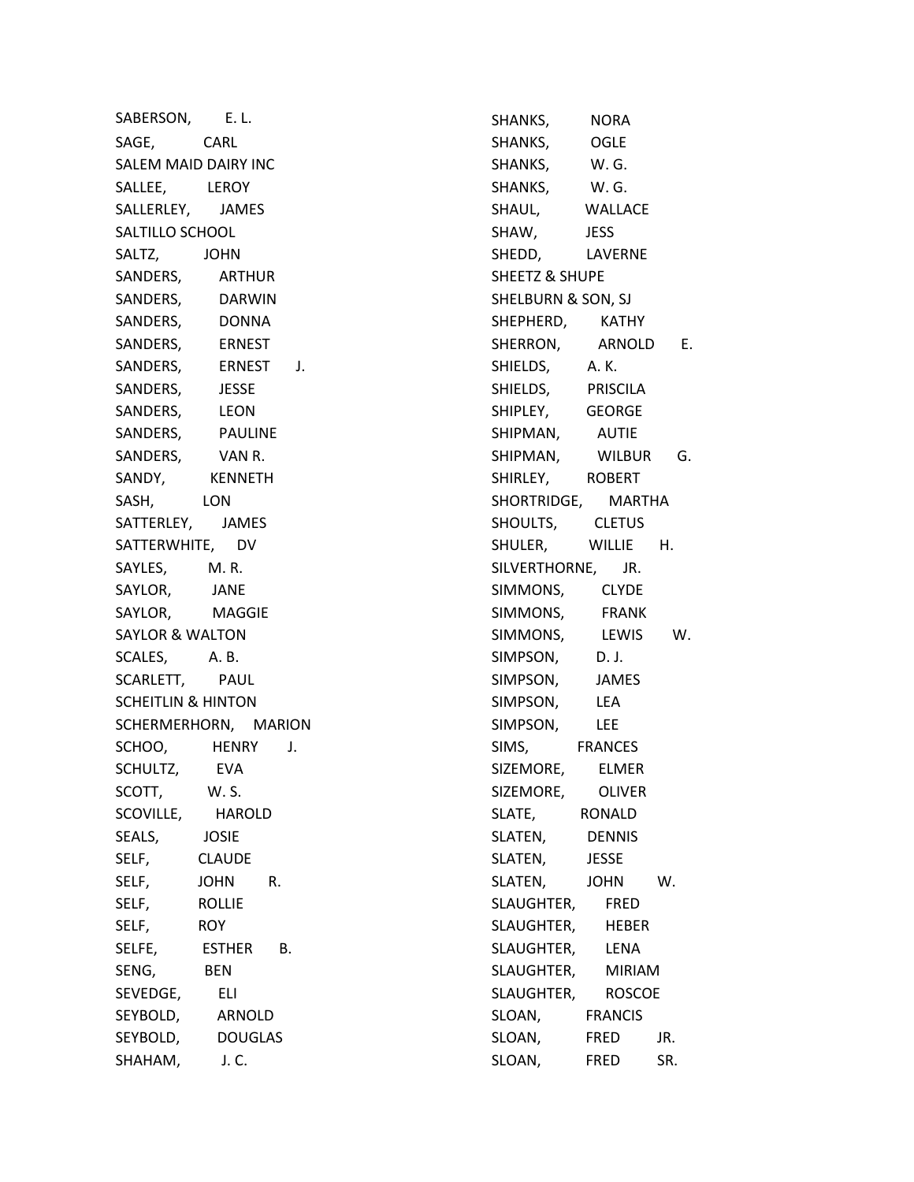SABERSON, E. L.
SAGE, CARL
SALEM MAID DAIRY INC
SALLEE, LEROY
SALLERLEY, JAMES
SALTILLO SCHOOL
SALTZ, JOHN
SANDERS, ARTHUR
SANDERS, DARWIN
SANDERS, DONNA
SANDERS, ERNEST
SANDERS, ERNEST J.
SANDERS, JESSE
SANDERS, LEON
SANDERS, PAULINE
SANDERS, VAN R.
SANDY, KENNETH
SASH, LON
SATTERLEY, JAMES
SATTERWHITE, DV
SAYLES, M. R.
SAYLOR, JANE
SAYLOR, MAGGIE
SAYLOR & WALTON
SCALES, A. B.
SCARLETT, PAUL
SCHEITLIN & HINTON
SCHERMERHORN, MARION
SCHOO, HENRY J.
SCHULTZ, EVA
SCOTT, W. S.
SCOVILLE, HAROLD
SEALS, JOSIE
SELF, CLAUDE
SELF, JOHN R.
SELF, ROLLIE
SELF, ROY
SELFE, ESTHER B.
SENG, BEN
SEVEDGE, ELI
SEYBOLD, ARNOLD
SEYBOLD, DOUGLAS
SHAHAM, J. C.
SHANKS, NORA
SHANKS, OGLE
SHANKS, W. G.
SHANKS, W. G.
SHAUL, WALLACE
SHAW, JESS
SHEDD, LAVERNE
SHEETZ & SHUPE
SHELBURN & SON, SJ
SHEPHERD, KATHY
SHERRON, ARNOLD E.
SHIELDS, A. K.
SHIELDS, PRISCILA
SHIPLEY, GEORGE
SHIPMAN, AUTIE
SHIPMAN, WILBUR G.
SHIRLEY, ROBERT
SHORTRIDGE, MARTHA
SHOULTS, CLETUS
SHULER, WILLIE H.
SILVERTHORNE, JR.
SIMMONS, CLYDE
SIMMONS, FRANK
SIMMONS, LEWIS W.
SIMPSON, D. J.
SIMPSON, JAMES
SIMPSON, LEA
SIMPSON, LEE
SIMS, FRANCES
SIZEMORE, ELMER
SIZEMORE, OLIVER
SLATE, RONALD
SLATEN, DENNIS
SLATEN, JESSE
SLATEN, JOHN W.
SLAUGHTER, FRED
SLAUGHTER, HEBER
SLAUGHTER, LENA
SLAUGHTER, MIRIAM
SLAUGHTER, ROSCOE
SLOAN, FRANCIS
SLOAN, FRED JR.
SLOAN, FRED SR.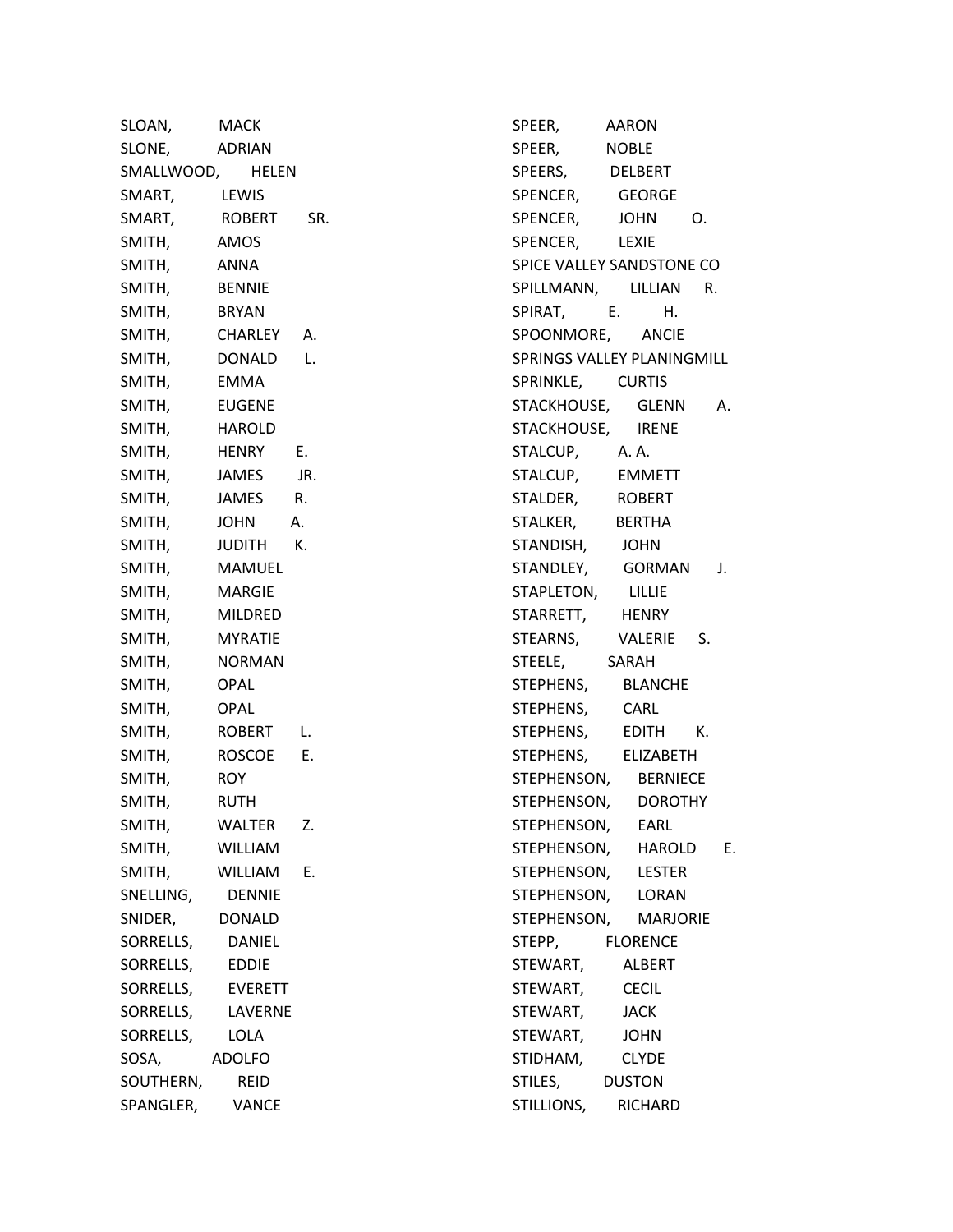SLOAN, MACK
SLONE, ADRIAN
SMALLWOOD, HELEN
SMART, LEWIS
SMART, ROBERT SR.
SMITH, AMOS
SMITH, ANNA
SMITH, BENNIE
SMITH, BRYAN
SMITH, CHARLEY A.
SMITH, DONALD L.
SMITH, EMMA
SMITH, EUGENE
SMITH, HAROLD
SMITH, HENRY E.
SMITH, JAMES JR.
SMITH, JAMES R.
SMITH, JOHN A.
SMITH, JUDITH K.
SMITH, MAMUEL
SMITH, MARGIE
SMITH, MILDRED
SMITH, MYRATIE
SMITH, NORMAN
SMITH, OPAL
SMITH, OPAL
SMITH, ROBERT L.
SMITH, ROSCOE E.
SMITH, ROY
SMITH, RUTH
SMITH, WALTER Z.
SMITH, WILLIAM
SMITH, WILLIAM E.
SNELLING, DENNIE
SNIDER, DONALD
SORRELLS, DANIEL
SORRELLS, EDDIE
SORRELLS, EVERETT
SORRELLS, LAVERNE
SORRELLS, LOLA
SOSA, ADOLFO
SOUTHERN, REID
SPANGLER, VANCE
SPEER, AARON
SPEER, NOBLE
SPEERS, DELBERT
SPENCER, GEORGE
SPENCER, JOHN O.
SPENCER, LEXIE
SPICE VALLEY SANDSTONE CO
SPILLMANN, LILLIAN R.
SPIRAT, E. H.
SPOONMORE, ANCIE
SPRINGS VALLEY PLANINGMILL
SPRINKLE, CURTIS
STACKHOUSE, GLENN A.
STACKHOUSE, IRENE
STALCUP, A. A.
STALCUP, EMMETT
STALDER, ROBERT
STALKER, BERTHA
STANDISH, JOHN
STANDLEY, GORMAN J.
STAPLETON, LILLIE
STARRETT, HENRY
STEARNS, VALERIE S.
STEELE, SARAH
STEPHENS, BLANCHE
STEPHENS, CARL
STEPHENS, EDITH K.
STEPHENS, ELIZABETH
STEPHENSON, BERNIECE
STEPHENSON, DOROTHY
STEPHENSON, EARL
STEPHENSON, HAROLD E.
STEPHENSON, LESTER
STEPHENSON, LORAN
STEPHENSON, MARJORIE
STEPP, FLORENCE
STEWART, ALBERT
STEWART, CECIL
STEWART, JACK
STEWART, JOHN
STIDHAM, CLYDE
STILES, DUSTON
STILLIONS, RICHARD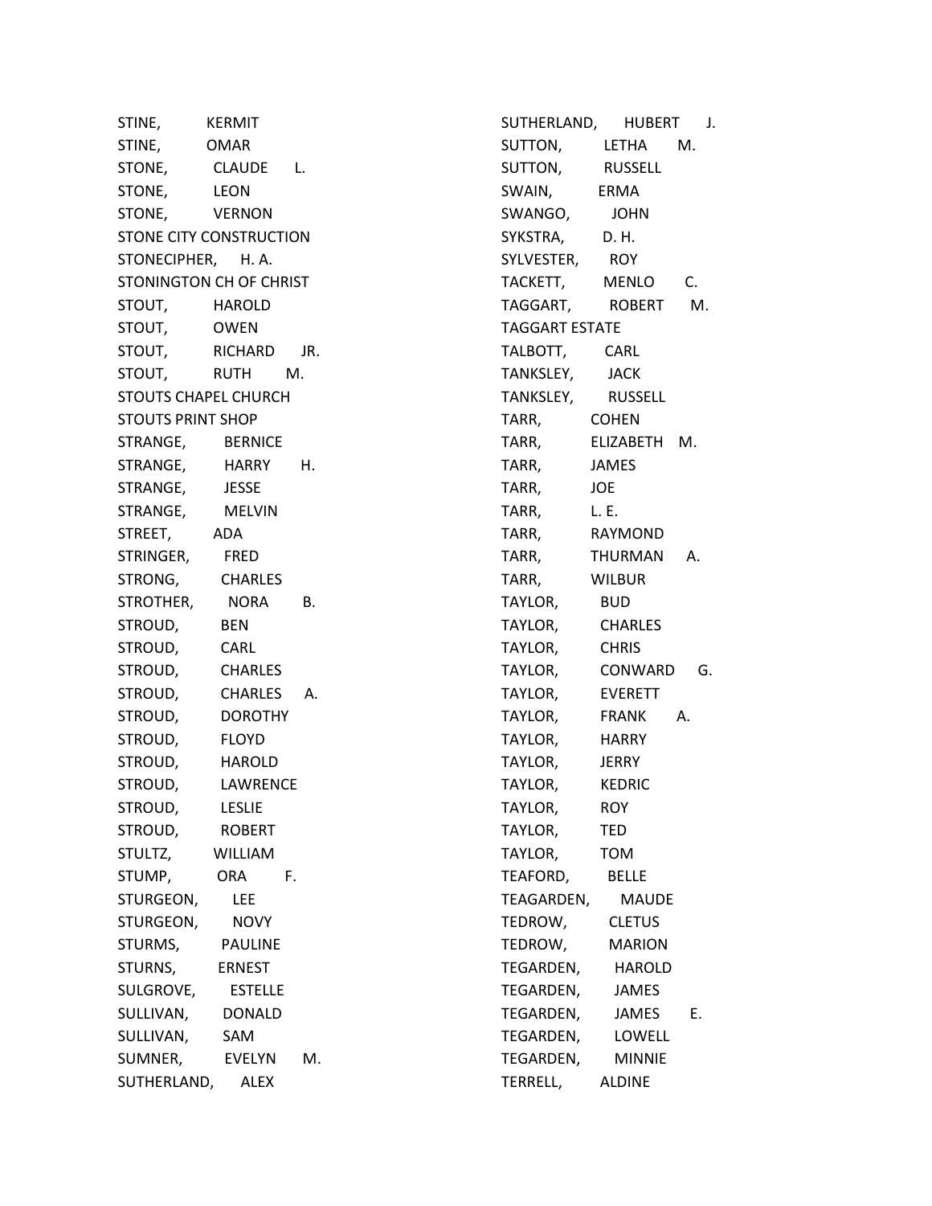STINE, KERMIT
STINE, OMAR
STONE, CLAUDE L.
STONE, LEON
STONE, VERNON
STONE CITY CONSTRUCTION
STONECIPHER, H. A.
STONINGTON CH OF CHRIST
STOUT, HAROLD
STOUT, OWEN
STOUT, RICHARD JR.
STOUT, RUTH M.
STOUTS CHAPEL CHURCH
STOUTS PRINT SHOP
STRANGE, BERNICE
STRANGE, HARRY H.
STRANGE, JESSE
STRANGE, MELVIN
STREET, ADA
STRINGER, FRED
STRONG, CHARLES
STROTHER, NORA B.
STROUD, BEN
STROUD, CARL
STROUD, CHARLES
STROUD, CHARLES A.
STROUD, DOROTHY
STROUD, FLOYD
STROUD, HAROLD
STROUD, LAWRENCE
STROUD, LESLIE
STROUD, ROBERT
STULTZ, WILLIAM
STUMP, ORA F.
STURGEON, LEE
STURGEON, NOVY
STURMS, PAULINE
STURNS, ERNEST
SULGROVE, ESTELLE
SULLIVAN, DONALD
SULLIVAN, SAM
SUMNER, EVELYN M.
SUTHERLAND, ALEX
SUTHERLAND, HUBERT J.
SUTTON, LETHA M.
SUTTON, RUSSELL
SWAIN, ERMA
SWANGO, JOHN
SYKSTRA, D. H.
SYLVESTER, ROY
TACKETT, MENLO C.
TAGGART, ROBERT M.
TAGGART ESTATE
TALBOTT, CARL
TANKSLEY, JACK
TANKSLEY, RUSSELL
TARR, COHEN
TARR, ELIZABETH M.
TARR, JAMES
TARR, JOE
TARR, L. E.
TARR, RAYMOND
TARR, THURMAN A.
TARR, WILBUR
TAYLOR, BUD
TAYLOR, CHARLES
TAYLOR, CHRIS
TAYLOR, CONWARD G.
TAYLOR, EVERETT
TAYLOR, FRANK A.
TAYLOR, HARRY
TAYLOR, JERRY
TAYLOR, KEDRIC
TAYLOR, ROY
TAYLOR, TED
TAYLOR, TOM
TEAFORD, BELLE
TEAGARDEN, MAUDE
TEDROW, CLETUS
TEDROW, MARION
TEGARDEN, HAROLD
TEGARDEN, JAMES
TEGARDEN, JAMES E.
TEGARDEN, LOWELL
TEGARDEN, MINNIE
TERRELL, ALDINE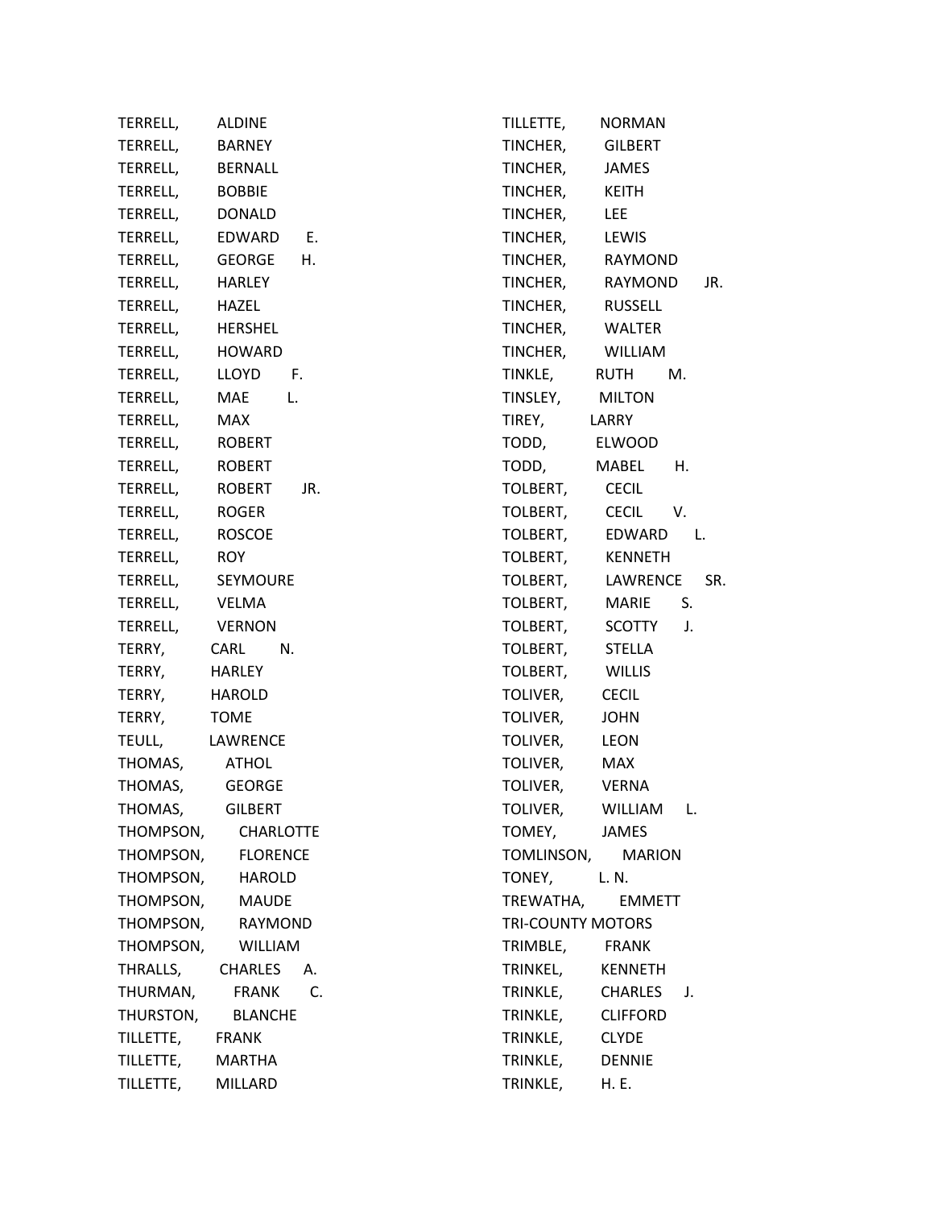TERRELL, ALDINE
TERRELL, BARNEY
TERRELL, BERNALL
TERRELL, BOBBIE
TERRELL, DONALD
TERRELL, EDWARD E.
TERRELL, GEORGE H.
TERRELL, HARLEY
TERRELL, HAZEL
TERRELL, HERSHEL
TERRELL, HOWARD
TERRELL, LLOYD F.
TERRELL, MAE L.
TERRELL, MAX
TERRELL, ROBERT
TERRELL, ROBERT
TERRELL, ROBERT JR.
TERRELL, ROGER
TERRELL, ROSCOE
TERRELL, ROY
TERRELL, SEYMOURE
TERRELL, VELMA
TERRELL, VERNON
TERRY, CARL N.
TERRY, HARLEY
TERRY, HAROLD
TERRY, TOME
TEULL, LAWRENCE
THOMAS, ATHOL
THOMAS, GEORGE
THOMAS, GILBERT
THOMPSON, CHARLOTTE
THOMPSON, FLORENCE
THOMPSON, HAROLD
THOMPSON, MAUDE
THOMPSON, RAYMOND
THOMPSON, WILLIAM
THRALLS, CHARLES A.
THURMAN, FRANK C.
THURSTON, BLANCHE
TILLETTE, FRANK
TILLETTE, MARTHA
TILLETTE, MILLARD
TILLETTE, NORMAN
TINCHER, GILBERT
TINCHER, JAMES
TINCHER, KEITH
TINCHER, LEE
TINCHER, LEWIS
TINCHER, RAYMOND
TINCHER, RAYMOND JR.
TINCHER, RUSSELL
TINCHER, WALTER
TINCHER, WILLIAM
TINKLE, RUTH M.
TINSLEY, MILTON
TIREY, LARRY
TODD, ELWOOD
TODD, MABEL H.
TOLBERT, CECIL
TOLBERT, CECIL V.
TOLBERT, EDWARD L.
TOLBERT, KENNETH
TOLBERT, LAWRENCE SR.
TOLBERT, MARIE S.
TOLBERT, SCOTTY J.
TOLBERT, STELLA
TOLBERT, WILLIS
TOLIVER, CECIL
TOLIVER, JOHN
TOLIVER, LEON
TOLIVER, MAX
TOLIVER, VERNA
TOLIVER, WILLIAM L.
TOMEY, JAMES
TOMLINSON, MARION
TONEY, L. N.
TREWATHA, EMMETT
TRI-COUNTY MOTORS
TRIMBLE, FRANK
TRINKEL, KENNETH
TRINKLE, CHARLES J.
TRINKLE, CLIFFORD
TRINKLE, CLYDE
TRINKLE, DENNIE
TRINKLE, H. E.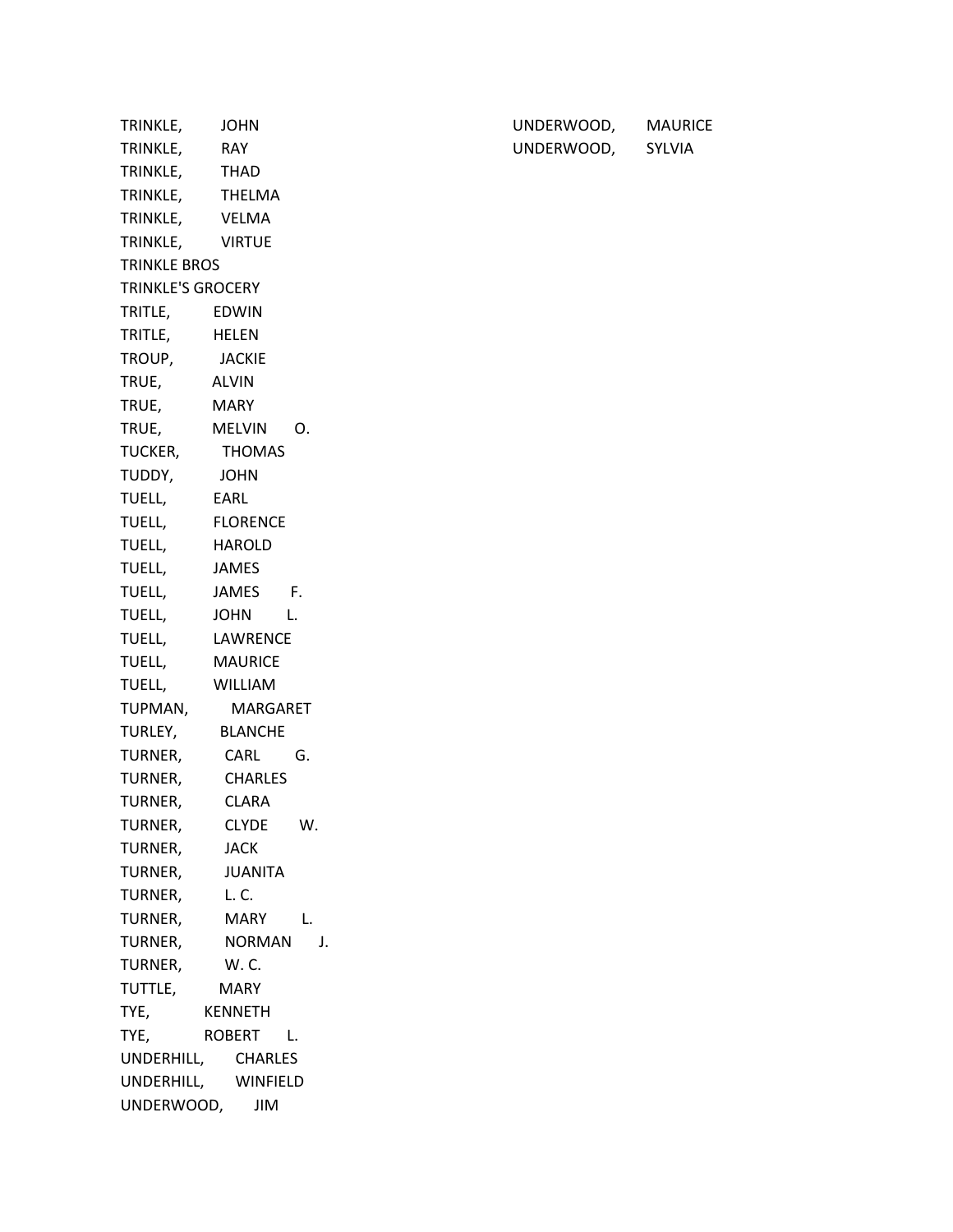TRINKLE, JOHN
TRINKLE, RAY
TRINKLE, THAD
TRINKLE, THELMA
TRINKLE, VELMA
TRINKLE, VIRTUE
TRINKLE BROS
TRINKLE'S GROCERY
TRITLE, EDWIN
TRITLE, HELEN
TROUP, JACKIE
TRUE, ALVIN
TRUE, MARY
TRUE, MELVIN O.
TUCKER, THOMAS
TUDDY, JOHN
TUELL, EARL
TUELL, FLORENCE
TUELL, HAROLD
TUELL, JAMES
TUELL, JAMES F.
TUELL, JOHN L.
TUELL, LAWRENCE
TUELL, MAURICE
TUELL, WILLIAM
TUPMAN, MARGARET
TURLEY, BLANCHE
TURNER, CARL G.
TURNER, CHARLES
TURNER, CLARA
TURNER, CLYDE W.
TURNER, JACK
TURNER, JUANITA
TURNER, L. C.
TURNER, MARY L.
TURNER, NORMAN J.
TURNER, W. C.
TUTTLE, MARY
TYE, KENNETH
TYE, ROBERT L.
UNDERHILL, CHARLES
UNDERHILL, WINFIELD
UNDERWOOD, JIM
UNDERWOOD, MAURICE
UNDERWOOD, SYLVIA